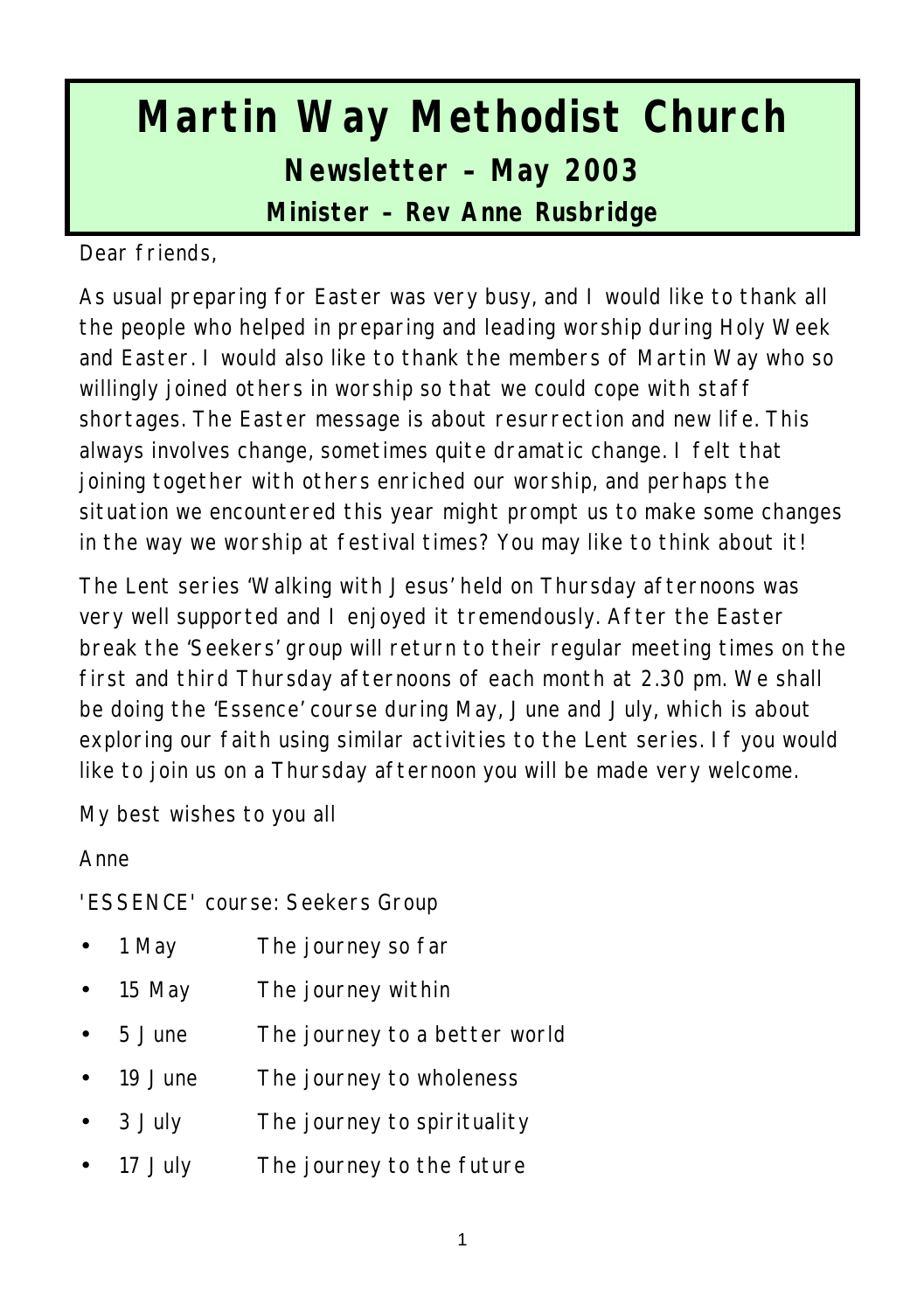# Martin Way Methodist Church

## Newsletter – May 2003

### Minister – Rev Anne Rusbridge

Dear friends,

As usual preparing for Easter was very busy, and I would like to thank all the people who helped in preparing and leading worship during Holy Week and Easter. I would also like to thank the members of Martin Way who so willingly joined others in worship so that we could cope with staff shortages. The Easter message is about resurrection and new life. This always involves change, sometimes quite dramatic change. I felt that joining together with others enriched our worship, and perhaps the situation we encountered this year might prompt us to make some changes in the way we worship at festival times? You may like to think about it!

The Lent series 'Walking with Jesus' held on Thursday afternoons was very well supported and I enjoyed it tremendously. After the Easter break the 'Seekers' group will return to their regular meeting times on the first and third Thursday afternoons of each month at 2.30 pm. We shall be doing the 'Essence' course during May, June and July, which is about exploring our faith using similar activities to the Lent series. If you would like to join us on a Thursday afternoon you will be made very welcome.

My best wishes to you all

Anne

'ESSENCE' course: Seekers Group

- 1 May The journey so far
- 15 May The journey within
- 5 June The journey to a better world
- 19 June The journey to wholeness
- 3 July The journey to spirituality
- 17 July The journey to the future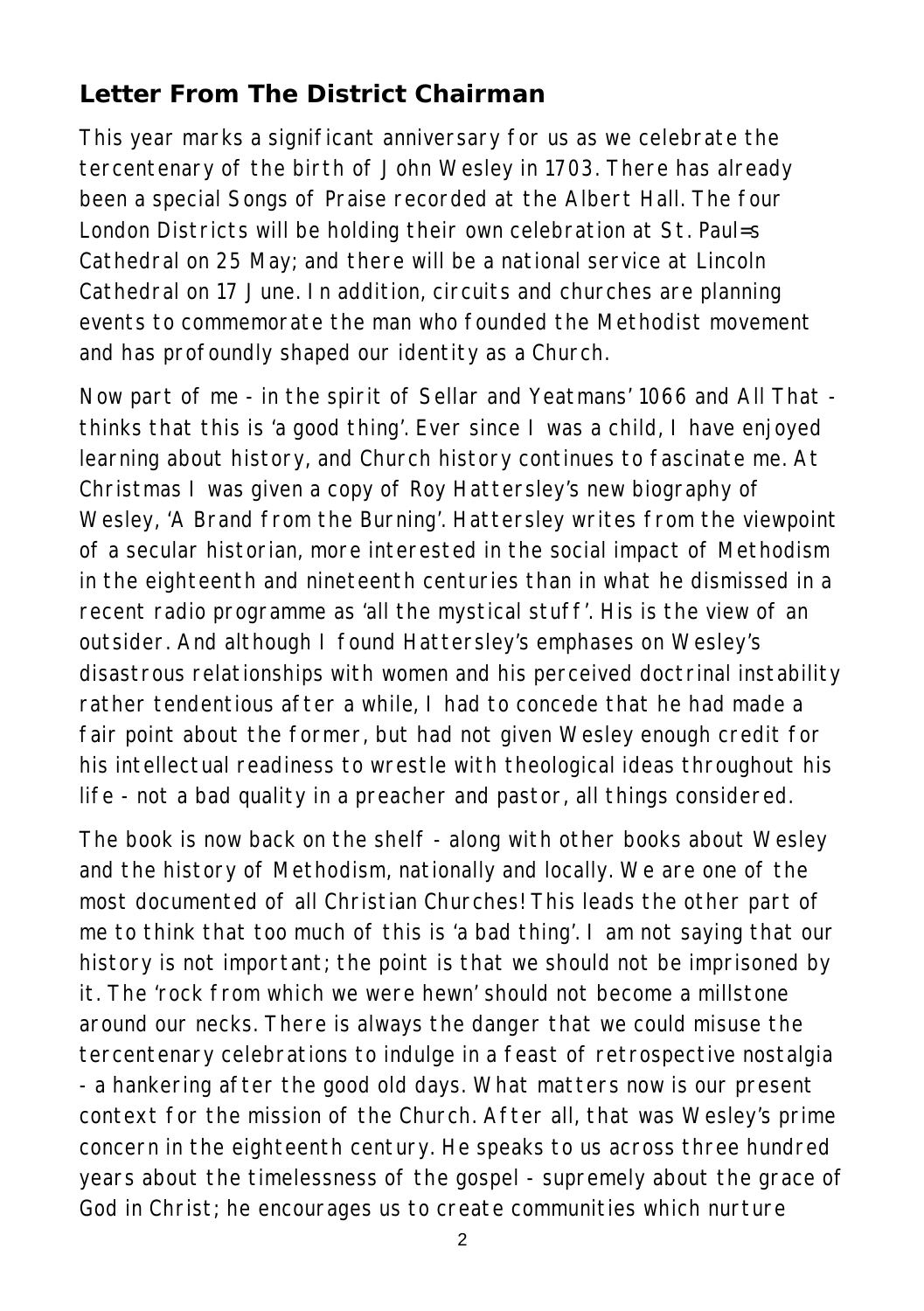## Letter From The District Chairman

This year marks a significant anniversary for us as we celebrate the tercentenary of the birth of John Wesley in 1703. There has already been a special Songs of Praise recorded at the Albert Hall. The four London Districts will be holding their own celebration at St. Paul=s Cathedral on 25 May; and there will be a national service at Lincoln Cathedral on 17 June. In addition, circuits and churches are planning events to commemorate the man who founded the Methodist movement and has profoundly shaped our identity as a Church.

Now part of me - in the spirit of Sellar and Yeatmans' 1066 and All That - thinks that this is 'a good thing'. Ever since I was a child, I have enjoyed learning about history, and Church history continues to fascinate me. At Christmas I was given a copy of Roy Hattersley's new biography of Wesley, 'A Brand from the Burning'. Hattersley writes from the viewpoint of a secular historian, more interested in the social impact of Methodism in the eighteenth and nineteenth centuries than in what he dismissed in a recent radio programme as 'all the mystical stuff'. His is the view of an outsider. And although I found Hattersley's emphases on Wesley's disastrous relationships with women and his perceived doctrinal instability rather tendentious after a while, I had to concede that he had made a fair point about the former, but had not given Wesley enough credit for his intellectual readiness to wrestle with theological ideas throughout his life - not a bad quality in a preacher and pastor, all things considered.

The book is now back on the shelf - along with other books about Wesley and the history of Methodism, nationally and locally. We are one of the most documented of all Christian Churches! This leads the other part of me to think that too much of this is 'a bad thing'. I am not saying that our history is not important; the point is that we should not be imprisoned by it. The 'rock from which we were hewn' should not become a millstone around our necks. There is always the danger that we could misuse the tercentenary celebrations to indulge in a feast of retrospective nostalgia - a hankering after the good old days. What matters now is our present context for the mission of the Church. After all, that was Wesley's prime concern in the eighteenth century. He speaks to us across three hundred years about the timelessness of the gospel - supremely about the grace of God in Christ; he encourages us to create communities which nurture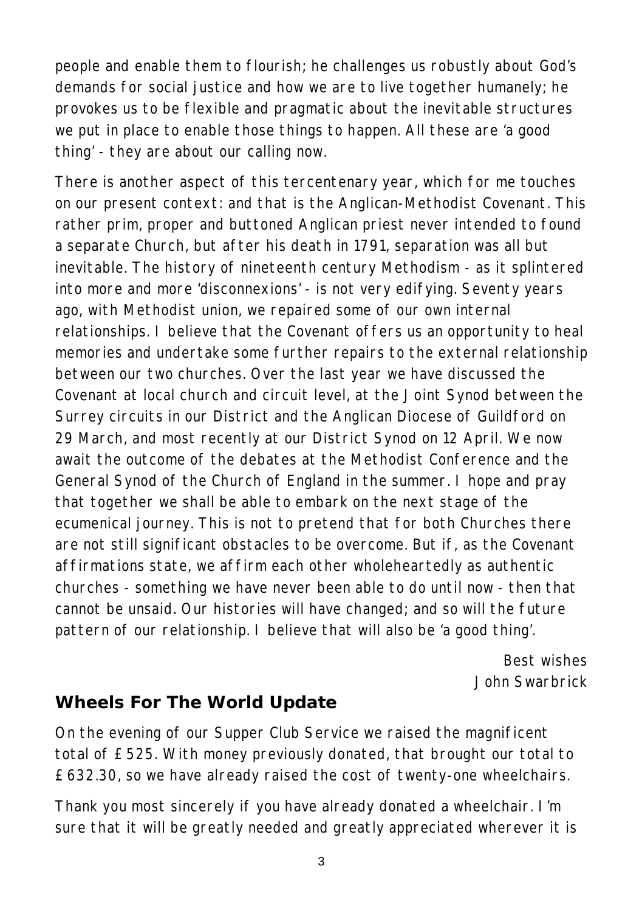people and enable them to flourish; he challenges us robustly about God's demands for social justice and how we are to live together humanely; he provokes us to be flexible and pragmatic about the inevitable structures we put in place to enable those things to happen. All these are 'a good thing' - they are about our calling now.

There is another aspect of this tercentenary year, which for me touches on our present context: and that is the Anglican-Methodist Covenant. This rather prim, proper and buttoned Anglican priest never intended to found a separate Church, but after his death in 1791, separation was all but inevitable. The history of nineteenth century Methodism - as it splintered into more and more 'disconnexions' - is not very edifying. Seventy years ago, with Methodist union, we repaired some of our own internal relationships. I believe that the Covenant offers us an opportunity to heal memories and undertake some further repairs to the external relationship between our two churches. Over the last year we have discussed the Covenant at local church and circuit level, at the Joint Synod between the Surrey circuits in our District and the Anglican Diocese of Guildford on 29 March, and most recently at our District Synod on 12 April. We now await the outcome of the debates at the Methodist Conference and the General Synod of the Church of England in the summer. I hope and pray that together we shall be able to embark on the next stage of the ecumenical journey. This is not to pretend that for both Churches there are not still significant obstacles to be overcome. But if, as the Covenant affirmations state, we affirm each other wholeheartedly as authentic churches - something we have never been able to do until now - then that cannot be unsaid. Our histories will have changed; and so will the future pattern of our relationship. I believe that will also be 'a good thing'.

Best wishes
John Swarbrick

## Wheels For The World Update

On the evening of our Supper Club Service we raised the magnificent total of £525. With money previously donated, that brought our total to £632.30, so we have already raised the cost of twenty-one wheelchairs.

Thank you most sincerely if you have already donated a wheelchair. I'm sure that it will be greatly needed and greatly appreciated wherever it is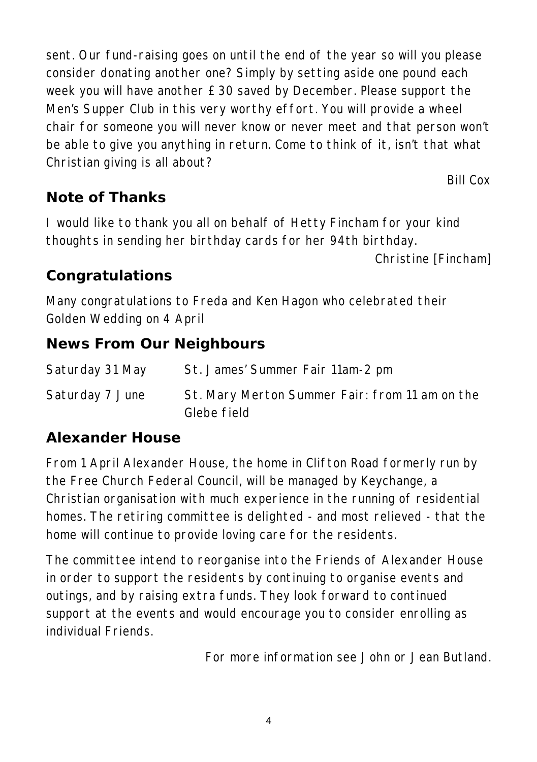sent. Our fund-raising goes on until the end of the year so will you please consider donating another one? Simply by setting aside one pound each week you will have another £30 saved by December. Please support the Men's Supper Club in this very worthy effort. You will provide a wheel chair for someone you will never know or never meet and that person won't be able to give you anything in return. Come to think of it, isn't that what Christian giving is all about?

Bill Cox

## Note of Thanks

I would like to thank you all on behalf of Hetty Fincham for your kind thoughts in sending her birthday cards for her 94th birthday.

Christine [Fincham]

## Congratulations

Many congratulations to Freda and Ken Hagon who celebrated their Golden Wedding on 4 April

## News From Our Neighbours

| | |
|---|---|
| Saturday 31 May | St. James' Summer Fair 11am-2 pm |
| Saturday 7 June | St. Mary Merton Summer Fair: from 11 am on the Glebe field |

## Alexander House

From 1 April Alexander House, the home in Clifton Road formerly run by the Free Church Federal Council, will be managed by Keychange, a Christian organisation with much experience in the running of residential homes. The retiring committee is delighted - and most relieved - that the home will continue to provide loving care for the residents.

The committee intend to reorganise into the Friends of Alexander House in order to support the residents by continuing to organise events and outings, and by raising extra funds. They look forward to continued support at the events and would encourage you to consider enrolling as individual Friends.

For more information see John or Jean Butland.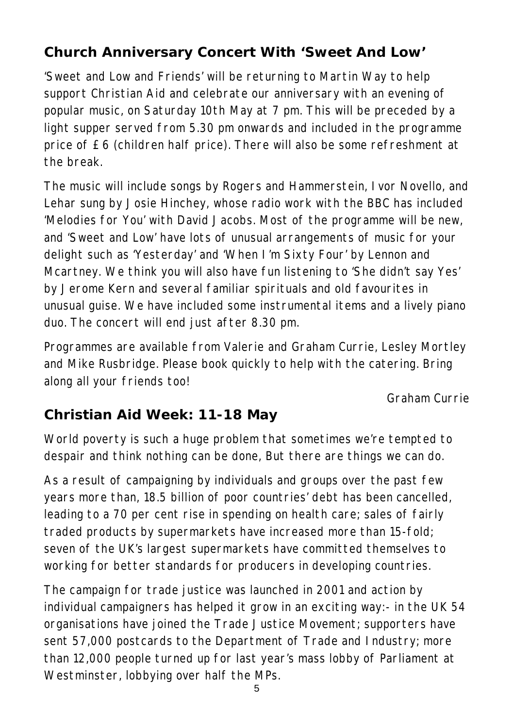## Church Anniversary Concert With 'Sweet And Low'

'Sweet and Low and Friends' will be returning to Martin Way to help support Christian Aid and celebrate our anniversary with an evening of popular music, on Saturday 10th May at 7 pm. This will be preceded by a light supper served from 5.30 pm onwards and included in the programme price of £6 (children half price). There will also be some refreshment at the break.

The music will include songs by Rogers and Hammerstein, Ivor Novello, and Lehar sung by Josie Hinchey, whose radio work with the BBC has included 'Melodies for You' with David Jacobs. Most of the programme will be new, and 'Sweet and Low' have lots of unusual arrangements of music for your delight such as 'Yesterday' and 'When I'm Sixty Four' by Lennon and Mcartney. We think you will also have fun listening to 'She didn't say Yes' by Jerome Kern and several familiar spirituals and old favourites in unusual guise. We have included some instrumental items and a lively piano duo. The concert will end just after 8.30 pm.

Programmes are available from Valerie and Graham Currie, Lesley Mortley and Mike Rusbridge. Please book quickly to help with the catering. Bring along all your friends too!

*Graham Currie*

## Christian Aid Week: 11-18 May

World poverty is such a huge problem that sometimes we're tempted to despair and think nothing can be done, But there are things we can do.

As a result of campaigning by individuals and groups over the past few years more than, 18.5 billion of poor countries' debt has been cancelled, leading to a 70 per cent rise in spending on health care; sales of fairly traded products by supermarkets have increased more than 15-fold; seven of the UK's largest supermarkets have committed themselves to working for better standards for producers in developing countries.

The campaign for trade justice was launched in 2001 and action by individual campaigners has helped it grow in an exciting way:- in the UK 54 organisations have joined the Trade Justice Movement; supporters have sent 57,000 postcards to the Department of Trade and Industry; more than 12,000 people turned up for last year's mass lobby of Parliament at Westminster, lobbying over half the MPs.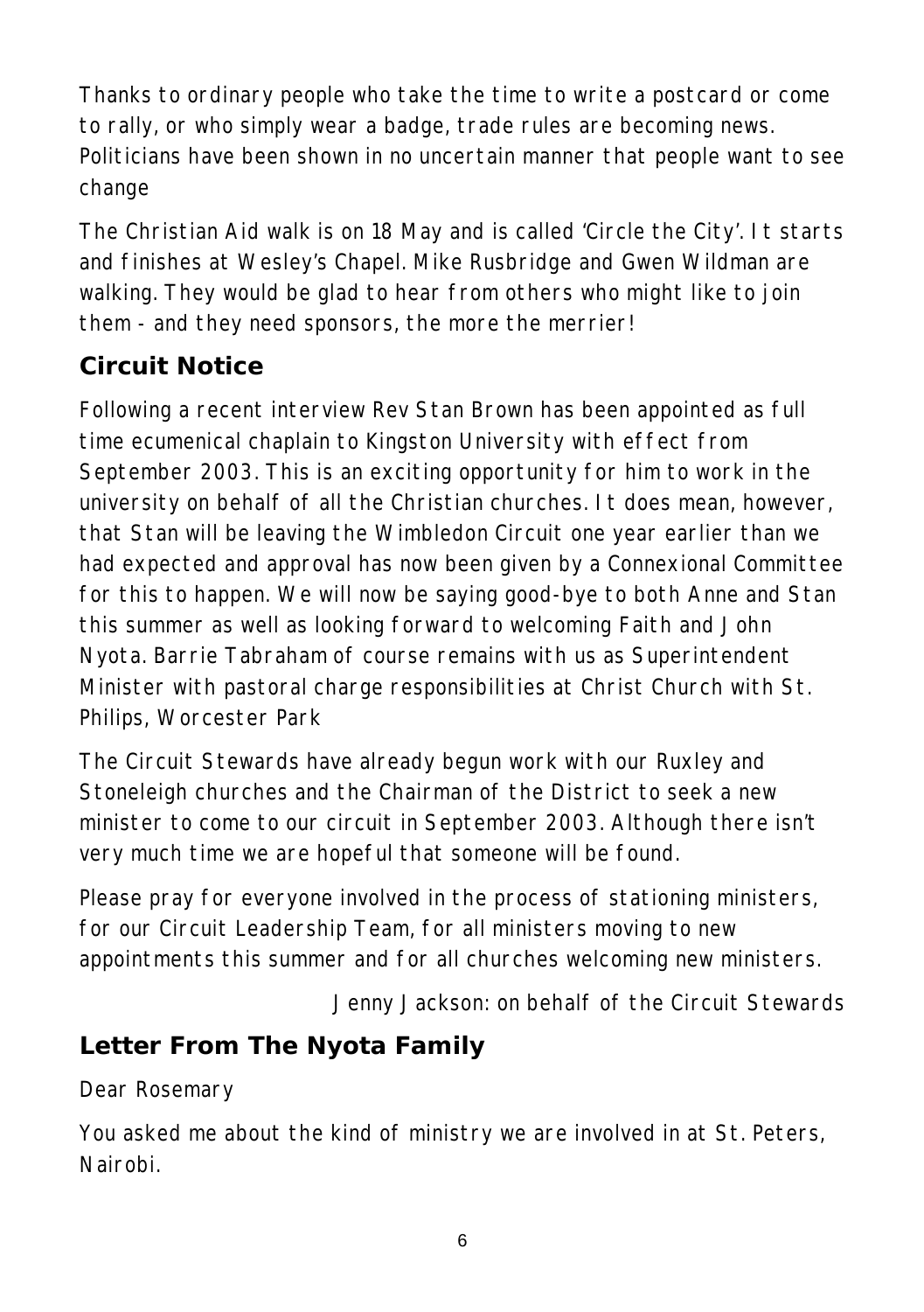Thanks to ordinary people who take the time to write a postcard or come to rally, or who simply wear a badge, trade rules are becoming news. Politicians have been shown in no uncertain manner that people want to see change

The Christian Aid walk is on 18 May and is called 'Circle the City'. It starts and finishes at Wesley's Chapel. Mike Rusbridge and Gwen Wildman are walking. They would be glad to hear from others who might like to join them - and they need sponsors, the more the merrier!

## Circuit Notice

Following a recent interview Rev Stan Brown has been appointed as full time ecumenical chaplain to Kingston University with effect from September 2003. This is an exciting opportunity for him to work in the university on behalf of all the Christian churches. It does mean, however, that Stan will be leaving the Wimbledon Circuit one year earlier than we had expected and approval has now been given by a Connexional Committee for this to happen. We will now be saying good-bye to both Anne and Stan this summer as well as looking forward to welcoming Faith and John Nyota. Barrie Tabraham of course remains with us as Superintendent Minister with pastoral charge responsibilities at Christ Church with St. Philips, Worcester Park

The Circuit Stewards have already begun work with our Ruxley and Stoneleigh churches and the Chairman of the District to seek a new minister to come to our circuit in September 2003. Although there isn't very much time we are hopeful that someone will be found.

Please pray for everyone involved in the process of stationing ministers, for our Circuit Leadership Team, for all ministers moving to new appointments this summer and for all churches welcoming new ministers.

Jenny Jackson: on behalf of the Circuit Stewards

## Letter From The Nyota Family

Dear Rosemary

You asked me about the kind of ministry we are involved in at St. Peters, Nairobi.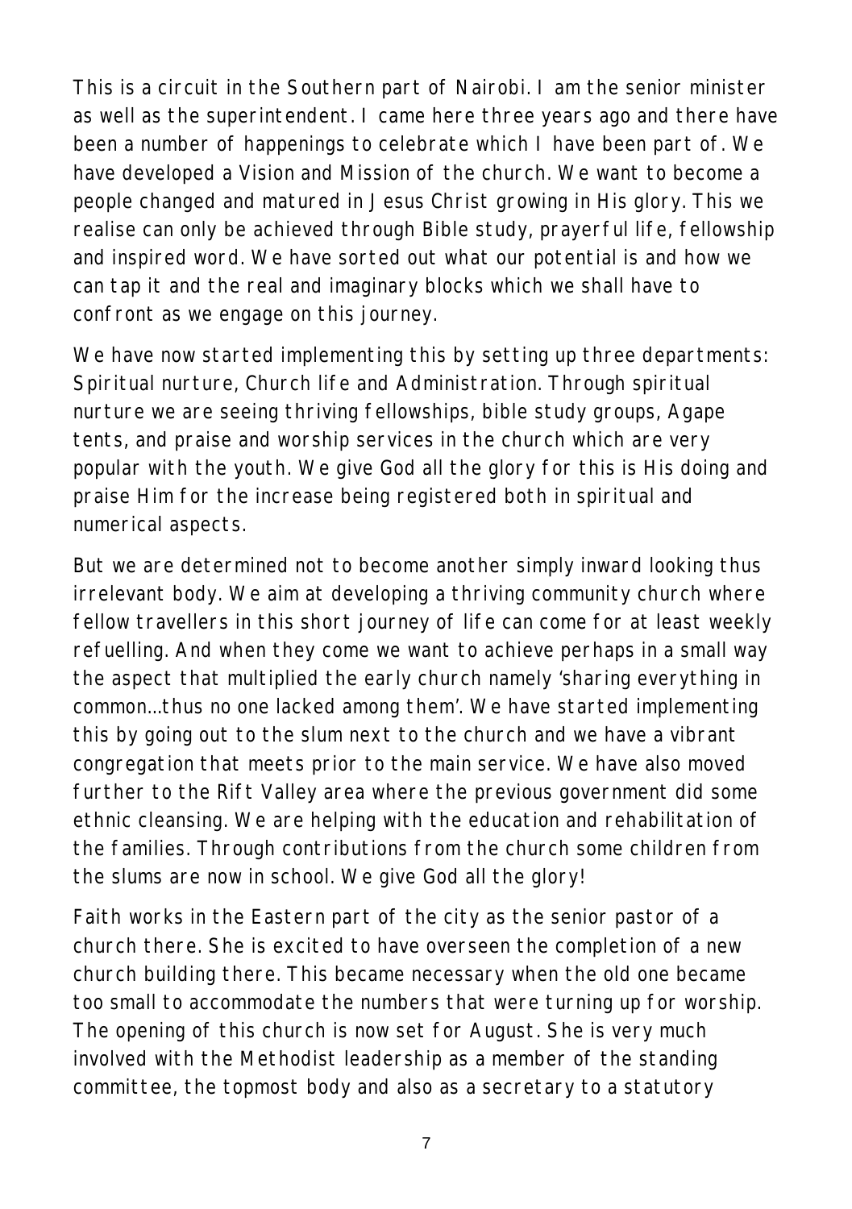This is a circuit in the Southern part of Nairobi. I am the senior minister as well as the superintendent. I came here three years ago and there have been a number of happenings to celebrate which I have been part of. We have developed a Vision and Mission of the church. We want to become a people changed and matured in Jesus Christ growing in His glory. This we realise can only be achieved through Bible study, prayerful life, fellowship and inspired word. We have sorted out what our potential is and how we can tap it and the real and imaginary blocks which we shall have to confront as we engage on this journey.

We have now started implementing this by setting up three departments: Spiritual nurture, Church life and Administration. Through spiritual nurture we are seeing thriving fellowships, bible study groups, Agape tents, and praise and worship services in the church which are very popular with the youth. We give God all the glory for this is His doing and praise Him for the increase being registered both in spiritual and numerical aspects.

But we are determined not to become another simply inward looking thus irrelevant body. We aim at developing a thriving community church where fellow travellers in this short journey of life can come for at least weekly refuelling. And when they come we want to achieve perhaps in a small way the aspect that multiplied the early church namely 'sharing everything in common...thus no one lacked among them'. We have started implementing this by going out to the slum next to the church and we have a vibrant congregation that meets prior to the main service. We have also moved further to the Rift Valley area where the previous government did some ethnic cleansing. We are helping with the education and rehabilitation of the families. Through contributions from the church some children from the slums are now in school. We give God all the glory!

Faith works in the Eastern part of the city as the senior pastor of a church there. She is excited to have overseen the completion of a new church building there. This became necessary when the old one became too small to accommodate the numbers that were turning up for worship. The opening of this church is now set for August. She is very much involved with the Methodist leadership as a member of the standing committee, the topmost body and also as a secretary to a statutory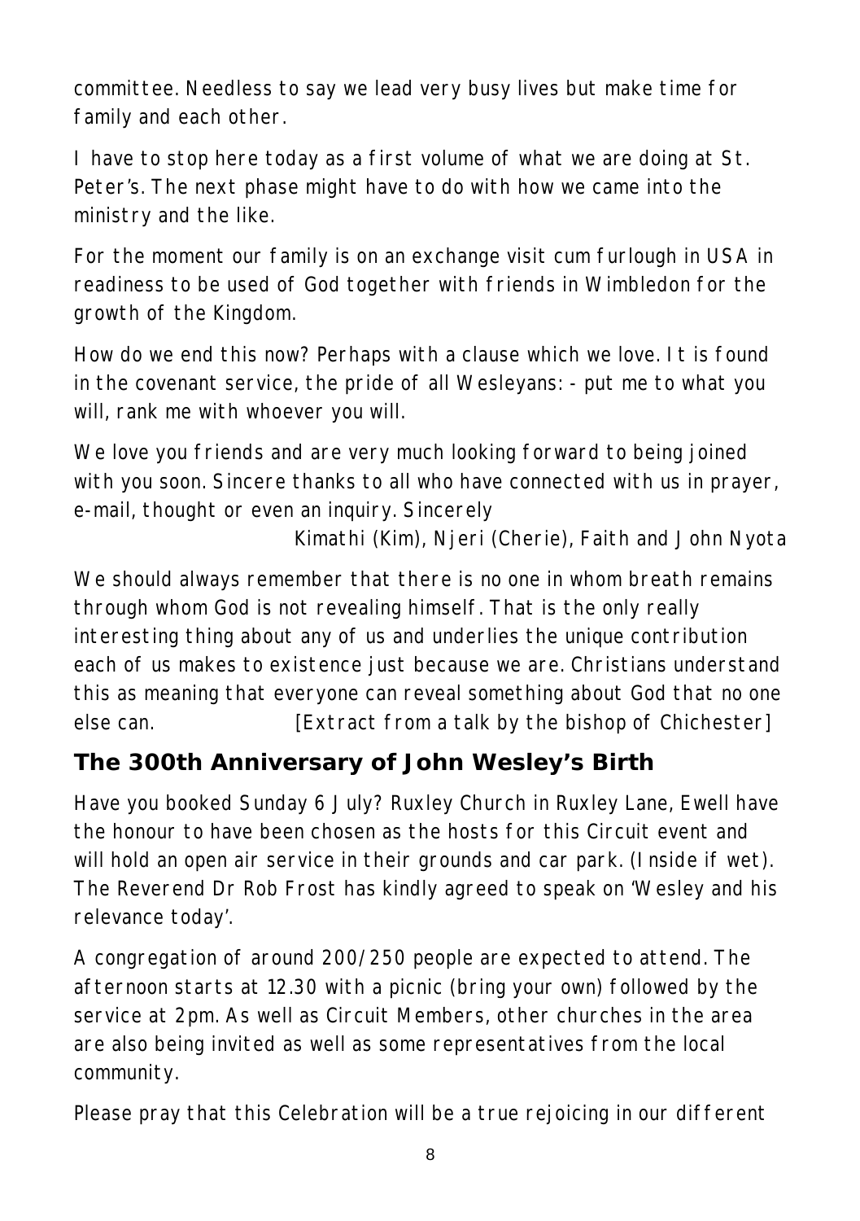committee. Needless to say we lead very busy lives but make time for family and each other.

I have to stop here today as a first volume of what we are doing at St. Peter's. The next phase might have to do with how we came into the ministry and the like.

For the moment our family is on an exchange visit cum furlough in USA in readiness to be used of God together with friends in Wimbledon for the growth of the Kingdom.

How do we end this now? Perhaps with a clause which we love. It is found in the covenant service, the pride of all Wesleyans: - put me to what you will, rank me with whoever you will.

We love you friends and are very much looking forward to being joined with you soon. Sincere thanks to all who have connected with us in prayer, e-mail, thought or even an inquiry. Sincerely

Kimathi (Kim), Njeri (Cherie), Faith and John Nyota

We should always remember that there is no one in whom breath remains through whom God is not revealing himself. That is the only really interesting thing about any of us and underlies the unique contribution each of us makes to existence just because we are. Christians understand this as meaning that everyone can reveal something about God that no one else can. [Extract from a talk by the bishop of Chichester]

## The 300th Anniversary of John Wesley's Birth

Have you booked Sunday 6 July? Ruxley Church in Ruxley Lane, Ewell have the honour to have been chosen as the hosts for this Circuit event and will hold an open air service in their grounds and car park. (Inside if wet). The Reverend Dr Rob Frost has kindly agreed to speak on 'Wesley and his relevance today'.

A congregation of around 200/250 people are expected to attend. The afternoon starts at 12.30 with a picnic (bring your own) followed by the service at 2pm. As well as Circuit Members, other churches in the area are also being invited as well as some representatives from the local community.

Please pray that this Celebration will be a true rejoicing in our different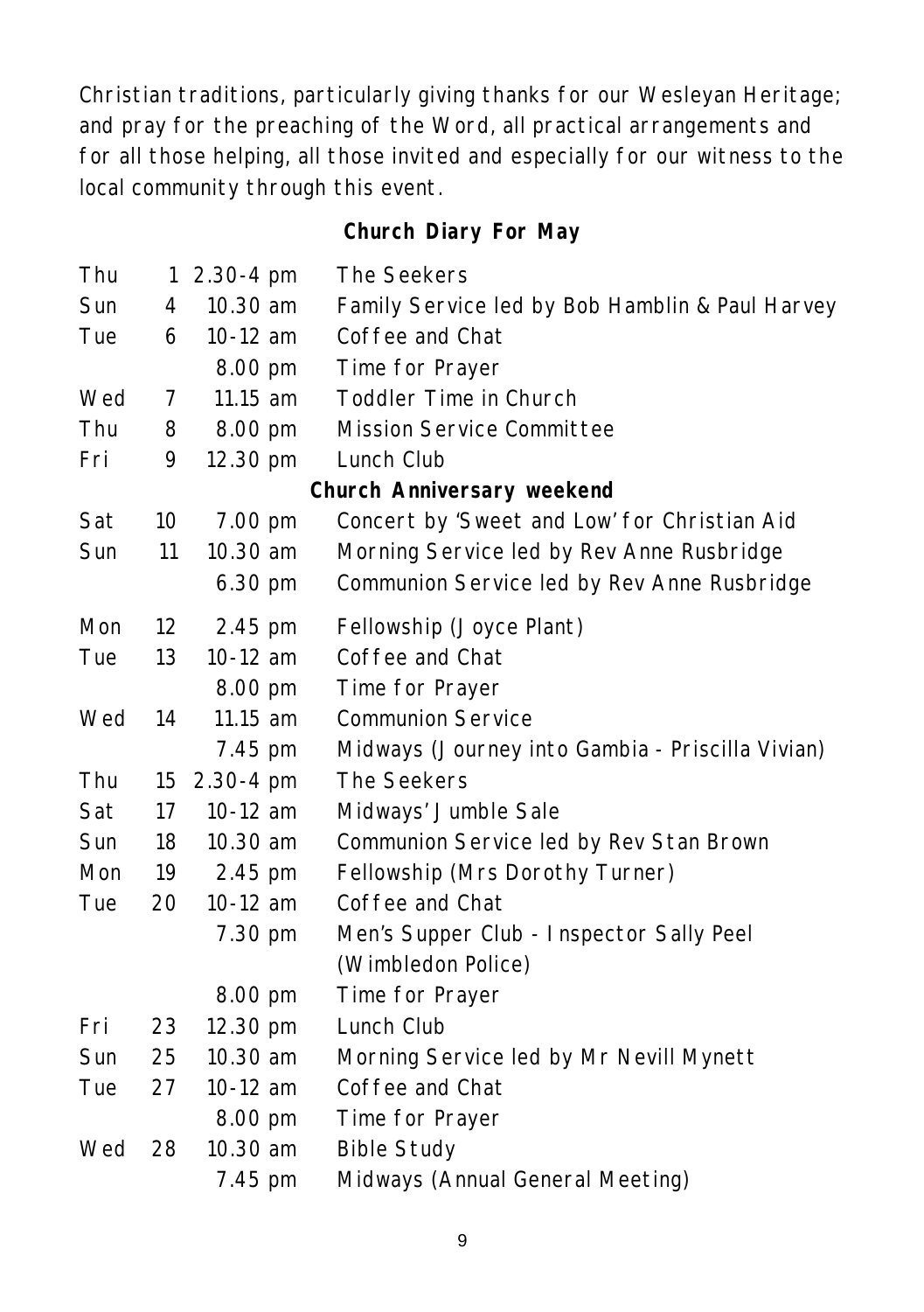Christian traditions, particularly giving thanks for our Wesleyan Heritage; and pray for the preaching of the Word, all practical arrangements and for all those helping, all those invited and especially for our witness to the local community through this event.

## Church Diary For May

| | | | |
|---|---|---|---|
| Thu | 1 | 2.30-4 pm | The Seekers |
| Sun | 4 | 10.30 am | Family Service led by Bob Hamblin & Paul Harvey |
| Tue | 6 | 10-12 am | Coffee and Chat |
| | | 8.00 pm | Time for Prayer |
| Wed | 7 | 11.15 am | Toddler Time in Church |
| Thu | 8 | 8.00 pm | Mission Service Committee |
| Fri | 9 | 12.30 pm | Lunch Club |
| | | | **Church Anniversary weekend** |
| Sat | 10 | 7.00 pm | Concert by 'Sweet and Low' for Christian Aid |
| Sun | 11 | 10.30 am | Morning Service led by Rev Anne Rusbridge |
| | | 6.30 pm | Communion Service led by Rev Anne Rusbridge |
| Mon | 12 | 2.45 pm | Fellowship (Joyce Plant) |
| Tue | 13 | 10-12 am | Coffee and Chat |
| | | 8.00 pm | Time for Prayer |
| Wed | 14 | 11.15 am | Communion Service |
| | | 7.45 pm | Midways (Journey into Gambia - Priscilla Vivian) |
| Thu | 15 | 2.30-4 pm | The Seekers |
| Sat | 17 | 10-12 am | Midways' Jumble Sale |
| Sun | 18 | 10.30 am | Communion Service led by Rev Stan Brown |
| Mon | 19 | 2.45 pm | Fellowship (Mrs Dorothy Turner) |
| Tue | 20 | 10-12 am | Coffee and Chat |
| | | 7.30 pm | Men's Supper Club - Inspector Sally Peel (Wimbledon Police) |
| | | 8.00 pm | Time for Prayer |
| Fri | 23 | 12.30 pm | Lunch Club |
| Sun | 25 | 10.30 am | Morning Service led by Mr Nevill Mynett |
| Tue | 27 | 10-12 am | Coffee and Chat |
| | | 8.00 pm | Time for Prayer |
| Wed | 28 | 10.30 am | Bible Study |
| | | 7.45 pm | Midways (Annual General Meeting) |